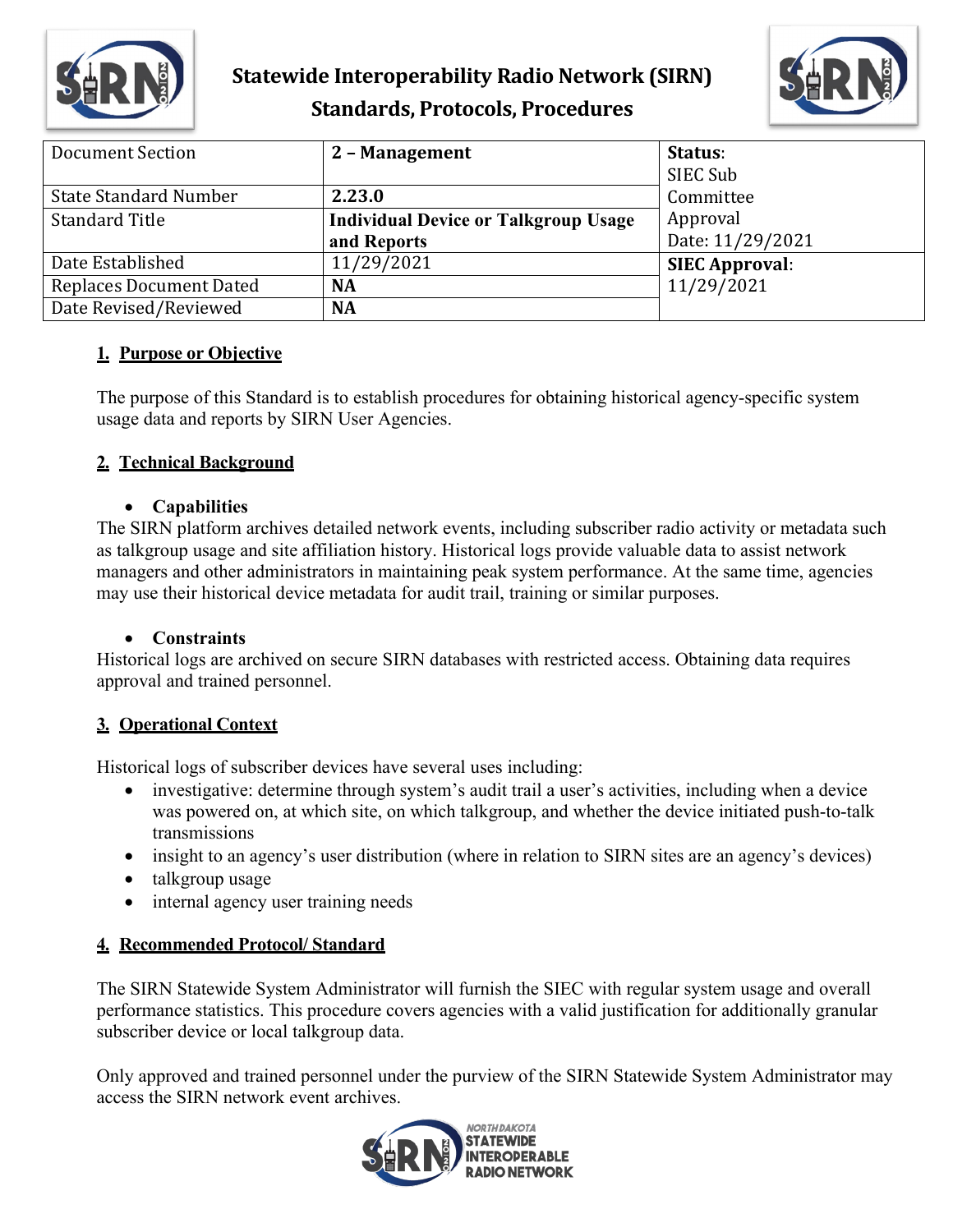# Statewide Interoperability Radio Network (SIRN)
## Standards, Protocols, Procedures

| Document Section | 2 – Management | Status: SIEC Sub Committee Approval Date: 11/29/2021 |
|---|---|---|
| State Standard Number | 2.23.0 | |
| Standard Title | Individual Device or Talkgroup Usage and Reports | |
| Date Established | 11/29/2021 | SIEC Approval: 11/29/2021 |
| Replaces Document Dated | NA | |
| Date Revised/Reviewed | NA | |

### 1. Purpose or Objective

The purpose of this Standard is to establish procedures for obtaining historical agency-specific system usage data and reports by SIRN User Agencies.

### 2. Technical Background

- **Capabilities**

The SIRN platform archives detailed network events, including subscriber radio activity or metadata such as talkgroup usage and site affiliation history. Historical logs provide valuable data to assist network managers and other administrators in maintaining peak system performance. At the same time, agencies may use their historical device metadata for audit trail, training or similar purposes.

- **Constraints**

Historical logs are archived on secure SIRN databases with restricted access. Obtaining data requires approval and trained personnel.

### 3. Operational Context

Historical logs of subscriber devices have several uses including:

- investigative: determine through system's audit trail a user's activities, including when a device was powered on, at which site, on which talkgroup, and whether the device initiated push-to-talk transmissions
- insight to an agency's user distribution (where in relation to SIRN sites are an agency's devices)
- talkgroup usage
- internal agency user training needs

### 4. Recommended Protocol/ Standard

The SIRN Statewide System Administrator will furnish the SIEC with regular system usage and overall performance statistics. This procedure covers agencies with a valid justification for additionally granular subscriber device or local talkgroup data.

Only approved and trained personnel under the purview of the SIRN Statewide System Administrator may access the SIRN network event archives.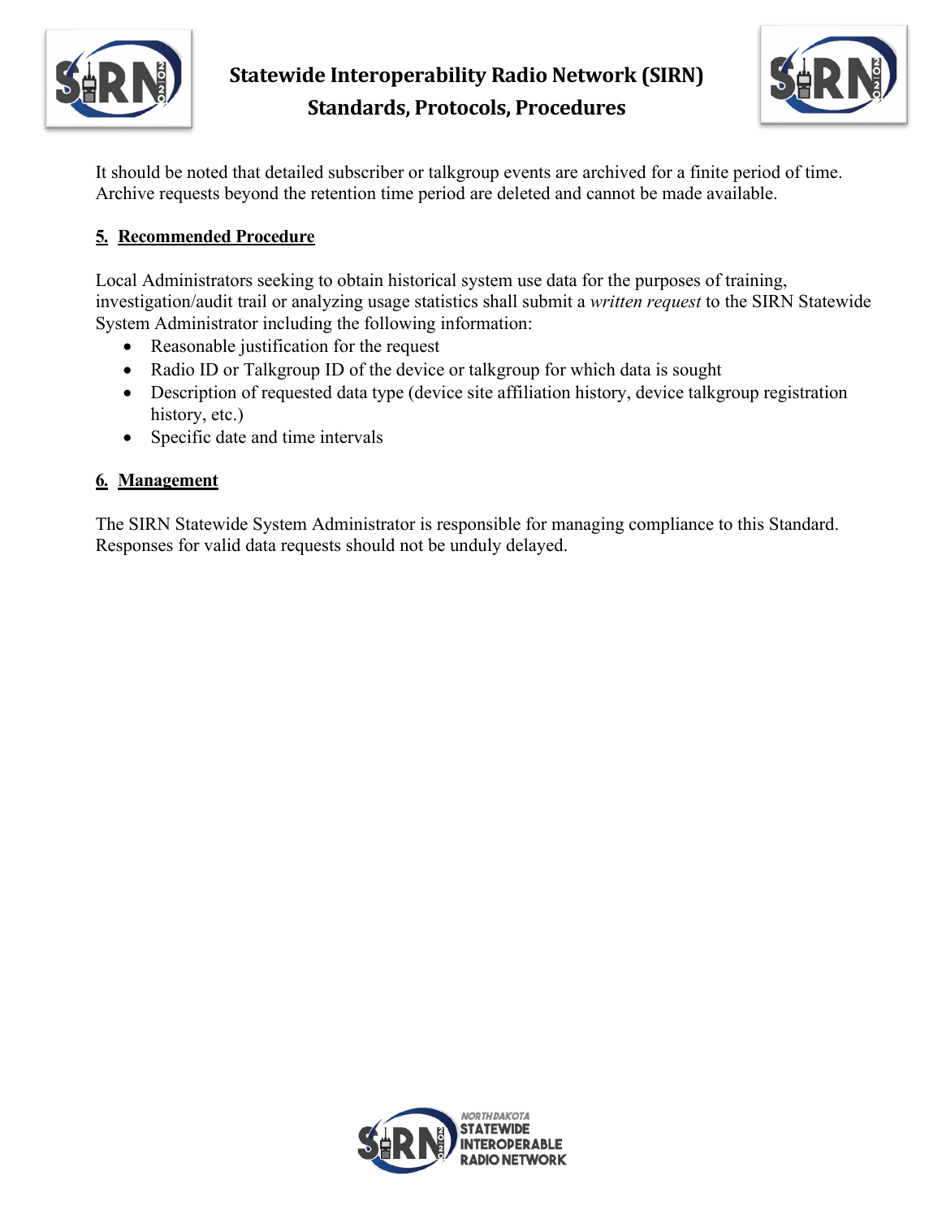It should be noted that detailed subscriber or talkgroup events are archived for a finite period of time. Archive requests beyond the retention time period are deleted and cannot be made available.

## 5. Recommended Procedure

Local Administrators seeking to obtain historical system use data for the purposes of training, investigation/audit trail or analyzing usage statistics shall submit a *written request* to the SIRN Statewide System Administrator including the following information:

- Reasonable justification for the request
- Radio ID or Talkgroup ID of the device or talkgroup for which data is sought
- Description of requested data type (device site affiliation history, device talkgroup registration history, etc.)
- Specific date and time intervals

## 6. Management

The SIRN Statewide System Administrator is responsible for managing compliance to this Standard. Responses for valid data requests should not be unduly delayed.